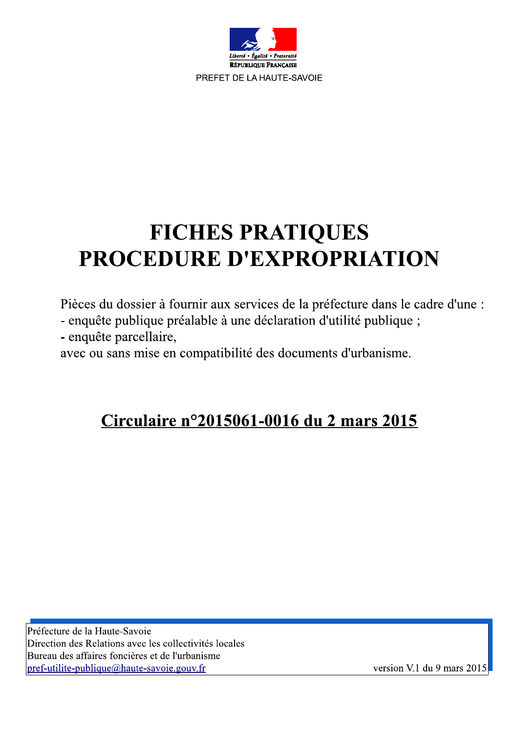PREFET DE LA HAUTE-SAVOIE

# FICHES PRATIQUES
# PROCEDURE D'EXPROPRIATION

Pièces du dossier à fournir aux services de la préfecture dans le cadre d'une :
- enquête publique préalable à une déclaration d'utilité publique ;
- enquête parcellaire,

avec ou sans mise en compatibilité des documents d'urbanisme.

## Circulaire n°2015061-0016 du 2 mars 2015

Préfecture de la Haute-Savoie
Direction des Relations avec les collectivités locales
Bureau des affaires foncières et de l'urbanisme
pref-utilite-publique@haute-savoie.gouv.fr

version V.1 du 9 mars 2015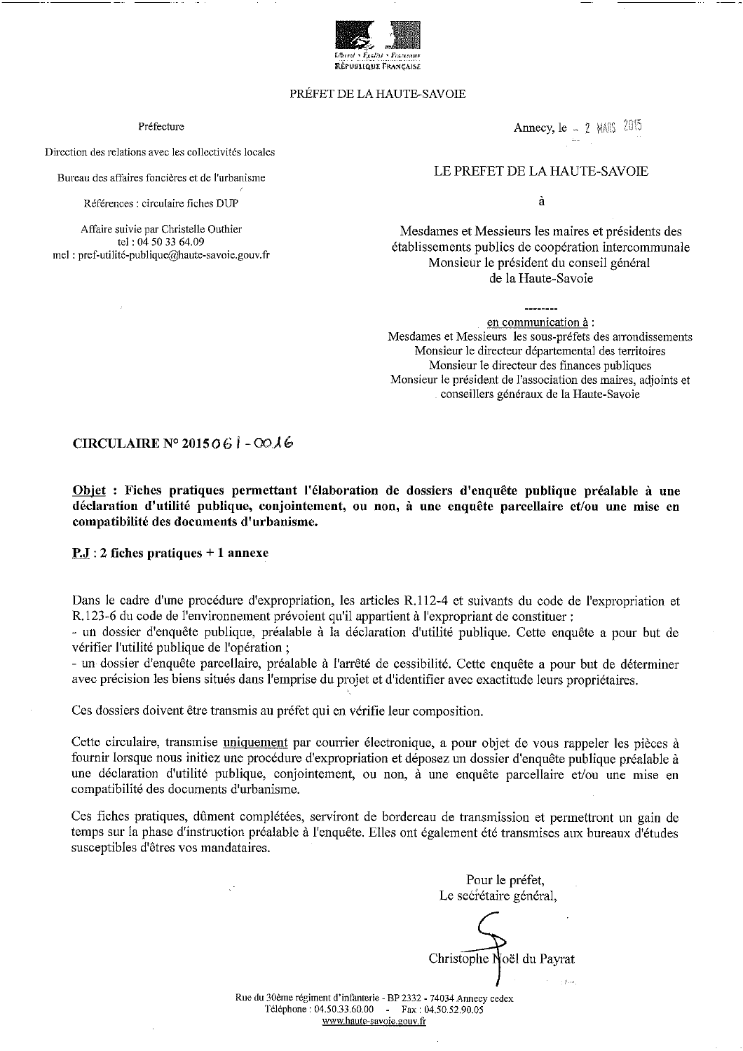Liberté • Égalité • Fraternité
RÉPUBLIQUE FRANÇAISE

PRÉFET DE LA HAUTE-SAVOIE

Préfecture

Direction des relations avec les collectivités locales

Bureau des affaires foncières et de l'urbanisme

Références : circulaire fiches DUP

Affaire suivie par Christelle Outhier
tel : 04 50 33 64.09
mel : pref-utilité-publique@haute-savoie.gouv.fr

Annecy, le 2 MARS 2015

LE PREFET DE LA HAUTE-SAVOIE

à

Mesdames et Messieurs les maires et présidents des établissements publics de coopération intercommunale
Monsieur le président du conseil général de la Haute-Savoie

--------

en communication à :
Mesdames et Messieurs les sous-préfets des arrondissements
Monsieur le directeur départemental des territoires
Monsieur le directeur des finances publiques
Monsieur le président de l'association des maires, adjoints et conseillers généraux de la Haute-Savoie

**CIRCULAIRE N° 20150611-0016**

**Objet : Fiches pratiques permettant l'élaboration de dossiers d'enquête publique préalable à une déclaration d'utilité publique, conjointement, ou non, à une enquête parcellaire et/ou une mise en compatibilité des documents d'urbanisme.**

**P.J : 2 fiches pratiques + 1 annexe**

Dans le cadre d'une procédure d'expropriation, les articles R.112-4 et suivants du code de l'expropriation et R.123-6 du code de l'environnement prévoient qu'il appartient à l'expropriant de constituer :
- un dossier d'enquête publique, préalable à la déclaration d'utilité publique. Cette enquête a pour but de vérifier l'utilité publique de l'opération ;
- un dossier d'enquête parcellaire, préalable à l'arrêté de cessibilité. Cette enquête a pour but de déterminer avec précision les biens situés dans l'emprise du projet et d'identifier avec exactitude leurs propriétaires.

Ces dossiers doivent être transmis au préfet qui en vérifie leur composition.

Cette circulaire, transmise uniquement par courrier électronique, a pour objet de vous rappeler les pièces à fournir lorsque nous initiez une procédure d'expropriation et déposez un dossier d'enquête publique préalable à une déclaration d'utilité publique, conjointement, ou non, à une enquête parcellaire et/ou une mise en compatibilité des documents d'urbanisme.

Ces fiches pratiques, dûment complétées, serviront de bordereau de transmission et permettront un gain de temps sur la phase d'instruction préalable à l'enquête. Elles ont également été transmises aux bureaux d'études susceptibles d'êtres vos mandataires.

Pour le préfet,
Le secrétaire général,

Christophe Noël du Payrat

Rue du 30ème régiment d'infanterie - BP 2332 - 74034 Annecy cedex
Téléphone : 04.50.33.60.00 - Fax : 04.50.52.90.05
www.haute-savoie.gouv.fr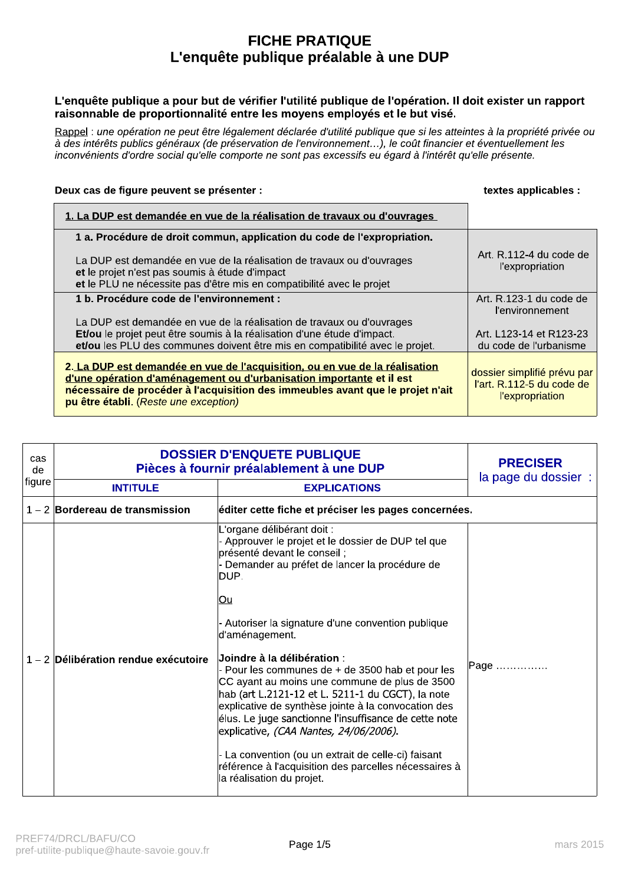# FICHE PRATIQUE
## L'enquête publique préalable à une DUP

**L'enquête publique a pour but de vérifier l'utilité publique de l'opération. Il doit exister un rapport raisonnable de proportionnalité entre les moyens employés et le but visé.**

Rappel : *une opération ne peut être légalement déclarée d'utilité publique que si les atteintes à la propriété privée ou à des intérêts publics généraux (de préservation de l'environnement…), le coût financier et éventuellement les inconvénients d'ordre social qu'elle comporte ne sont pas excessifs eu égard à l'intérêt qu'elle présente.*

| **Deux cas de figure peuvent se présenter :** | **textes applicables :** |
|---|---|
| **1. La DUP est demandée en vue de la réalisation de travaux ou d'ouvrages** | |
| **1 a. Procédure de droit commun, application du code de l'expropriation.**<br><br>La DUP est demandée en vue de la réalisation de travaux ou d'ouvrages<br>**et** le projet n'est pas soumis à étude d'impact<br>**et** le PLU ne nécessite pas d'être mis en compatibilité avec le projet | Art. R.112-4 du code de l'expropriation |
| **1 b. Procédure code de l'environnement :**<br><br>La DUP est demandée en vue de la réalisation de travaux ou d'ouvrages<br>**Et/ou** le projet peut être soumis à la réalisation d'une étude d'impact.<br>**et/ou** les PLU des communes doivent être mis en compatibilité avec le projet. | Art. R.123-1 du code de l'environnement<br><br>Art. L123-14 et R123-23 du code de l'urbanisme |
| **2. La DUP est demandée en vue de l'acquisition, ou en vue de la réalisation d'une opération d'aménagement ou d'urbanisation importante et il est nécessaire de procéder à l'acquisition des immeubles avant que le projet n'ait pu être établi.** (*Reste une exception)* | dossier simplifié prévu par l'art. R.112-5 du code de l'expropriation |

| cas de figure | DOSSIER D'ENQUETE PUBLIQUE<br>Pièces à fournir préalablement à une DUP<br>INTITULE | EXPLICATIONS | PRECISER<br>la page du dossier : |
|---|---|---|---|
| 1 – 2 | **Bordereau de transmission** | **éditer cette fiche et préciser les pages concernées.** | |
| 1 – 2 | **Délibération rendue exécutoire** | L'organe délibérant doit :<br>- Approuver le projet et le dossier de DUP tel que présenté devant le conseil ;<br>- Demander au préfet de lancer la procédure de DUP.<br><br>Ou<br><br>- Autoriser la signature d'une convention publique d'aménagement.<br><br>**Joindre à la délibération** :<br>- Pour les communes de + de 3500 hab et pour les CC ayant au moins une commune de plus de 3500 hab (art L.2121-12 et L. 5211-1 du CGCT), la note explicative de synthèse jointe à la convocation des élus. Le juge sanctionne l'insuffisance de cette note explicative, *(CAA Nantes, 24/06/2006)*.<br><br>- La convention (ou un extrait de celle-ci) faisant référence à l'acquisition des parcelles nécessaires à la réalisation du projet. | Page …………… |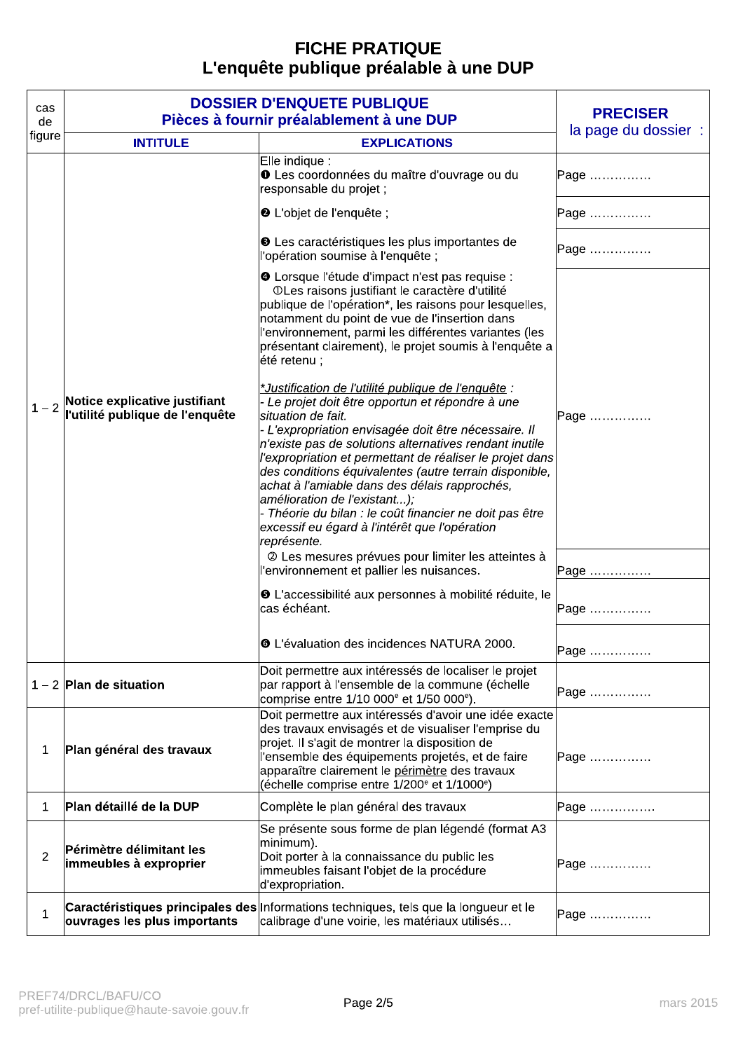# FICHE PRATIQUE
## L'enquête publique préalable à une DUP

| cas de figure | DOSSIER D'ENQUETE PUBLIQUE Pièces à fournir préalablement à une DUP | | PRECISER la page du dossier : |
|---|---|---|---|
| | **INTITULE** | **EXPLICATIONS** | |
| 1 – 2 | **Notice explicative justifiant l'utilité publique de l'enquête** | Elle indique : ❶ Les coordonnées du maître d'ouvrage ou du responsable du projet ; | Page …………… |
| | | ❷ L'objet de l'enquête ; | Page …………… |
| | | ❸ Les caractéristiques les plus importantes de l'opération soumise à l'enquête ; | Page …………… |
| | | ❹ Lorsque l'étude d'impact n'est pas requise : ① Les raisons justifiant le caractère d'utilité publique de l'opération*, les raisons pour lesquelles, notamment du point de vue de l'insertion dans l'environnement, parmi les différentes variantes (les présentant clairement), le projet soumis à l'enquête a été retenu ;<br><br>*<u>*Justification de l'utilité publique de l'enquête</u> :*<br>*- Le projet doit être opportun et répondre à une situation de fait.*<br>*- L'expropriation envisagée doit être nécessaire. Il n'existe pas de solutions alternatives rendant inutile l'expropriation et permettant de réaliser le projet dans des conditions équivalentes (autre terrain disponible, achat à l'amiable dans des délais rapprochés, amélioration de l'existant...);*<br>*- Théorie du bilan : le coût financier ne doit pas être excessif eu égard à l'intérêt que l'opération représente.* | Page …………… |
| | | ② Les mesures prévues pour limiter les atteintes à l'environnement et pallier les nuisances. | Page …………… |
| | | ❺ L'accessibilité aux personnes à mobilité réduite, le cas échéant. | Page …………… |
| | | ❻ L'évaluation des incidences NATURA 2000. | Page …………… |
| 1 – 2 | **Plan de situation** | Doit permettre aux intéressés de localiser le projet par rapport à l'ensemble de la commune (échelle comprise entre 1/10 000ᵉ et 1/50 000ᵉ). | Page …………… |
| 1 | **Plan général des travaux** | Doit permettre aux intéressés d'avoir une idée exacte des travaux envisagés et de visualiser l'emprise du projet. Il s'agit de montrer la disposition de l'ensemble des équipements projetés, et de faire apparaître clairement le <u>périmètre</u> des travaux (échelle comprise entre 1/200ᵉ et 1/1000ᵉ) | Page …………… |
| 1 | **Plan détaillé de la DUP** | Complète le plan général des travaux | Page ……………. |
| 2 | **Périmètre délimitant les immeubles à exproprier** | Se présente sous forme de plan légendé (format A3 minimum).<br>Doit porter à la connaissance du public les immeubles faisant l'objet de la procédure d'expropriation. | Page …………… |
| 1 | **Caractéristiques principales des ouvrages les plus importants** | Informations techniques, tels que la longueur et le calibrage d'une voirie, les matériaux utilisés… | Page …………… |

PREF74/DRCL/BAFU/CO
pref-utilite-publique@haute-savoie.gouv.fr

mars 2015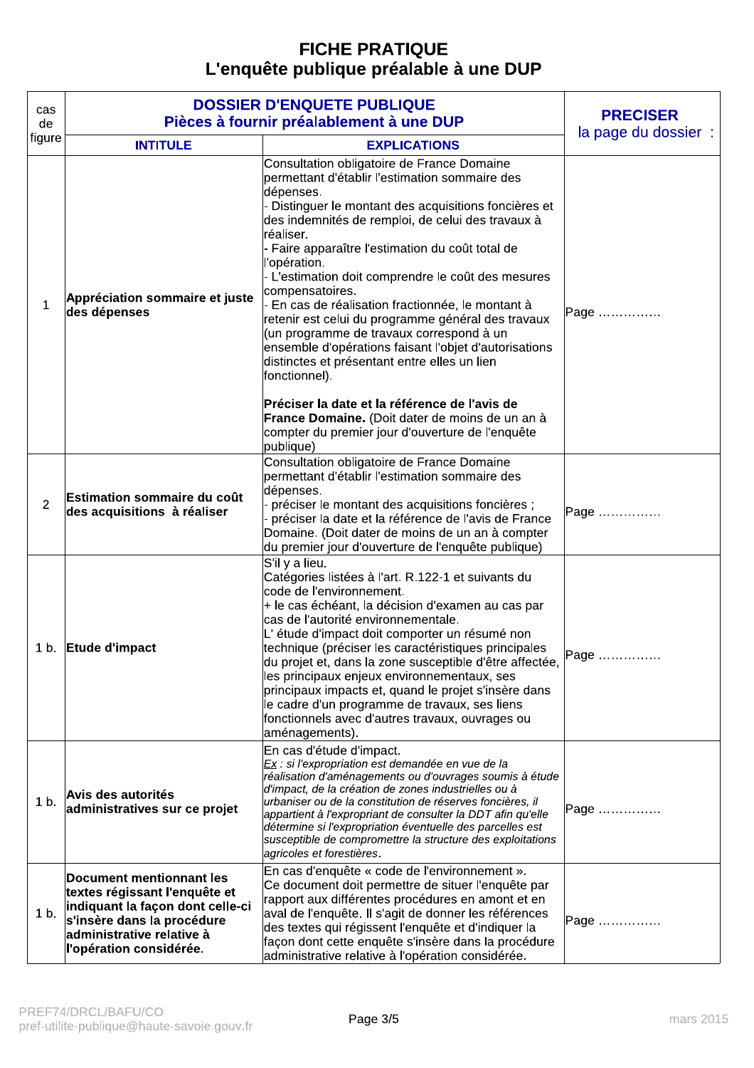# FICHE PRATIQUE
## L'enquête publique préalable à une DUP

| cas de figure | DOSSIER D'ENQUETE PUBLIQUE<br>Pièces à fournir préalablement à une DUP | | PRECISER<br>la page du dossier : |
|---|---|---|---|
| | **INTITULE** | **EXPLICATIONS** | |
| 1 | **Appréciation sommaire et juste des dépenses** | Consultation obligatoire de France Domaine permettant d'établir l'estimation sommaire des dépenses.<br>- Distinguer le montant des acquisitions foncières et des indemnités de remploi, de celui des travaux à réaliser.<br>- Faire apparaître l'estimation du coût total de l'opération.<br>- L'estimation doit comprendre le coût des mesures compensatoires.<br>- En cas de réalisation fractionnée, le montant à retenir est celui du programme général des travaux (un programme de travaux correspond à un ensemble d'opérations faisant l'objet d'autorisations distinctes et présentant entre elles un lien fonctionnel).<br><br>**Préciser la date et la référence de l'avis de France Domaine.** (Doit dater de moins de un an à compter du premier jour d'ouverture de l'enquête publique) | Page ………….. |
| 2 | **Estimation sommaire du coût des acquisitions à réaliser** | Consultation obligatoire de France Domaine permettant d'établir l'estimation sommaire des dépenses.<br>- préciser le montant des acquisitions foncières ;<br>- préciser la date et la référence de l'avis de France Domaine. (Doit dater de moins de un an à compter du premier jour d'ouverture de l'enquête publique) | Page ………….. |
| 1 b. | **Etude d'impact** | S'il y a lieu.<br>Catégories listées à l'art. R.122-1 et suivants du code de l'environnement.<br>+ le cas échéant, la décision d'examen au cas par cas de l'autorité environnementale.<br>L' étude d'impact doit comporter un résumé non technique (préciser les caractéristiques principales du projet et, dans la zone susceptible d'être affectée, les principaux enjeux environnementaux, ses principaux impacts et, quand le projet s'insère dans le cadre d'un programme de travaux, ses liens fonctionnels avec d'autres travaux, ouvrages ou aménagements). | Page ………….. |
| 1 b. | **Avis des autorités administratives sur ce projet** | En cas d'étude d'impact.<br>*<u>Ex</u> : si l'expropriation est demandée en vue de la réalisation d'aménagements ou d'ouvrages soumis à étude d'impact, de la création de zones industrielles ou à urbaniser ou de la constitution de réserves foncières, il appartient à l'expropriant de consulter la DDT afin qu'elle détermine si l'expropriation éventuelle des parcelles est susceptible de compromettre la structure des exploitations agricoles et forestières*. | Page ………….. |
| 1 b. | **Document mentionnant les textes régissant l'enquête et indiquant la façon dont celle-ci s'insère dans la procédure administrative relative à l'opération considérée.** | En cas d'enquête « code de l'environnement ».<br>Ce document doit permettre de situer l'enquête par rapport aux différentes procédures en amont et en aval de l'enquête. Il s'agit de donner les références des textes qui régissent l'enquête et d'indiquer la façon dont cette enquête s'insère dans la procédure administrative relative à l'opération considérée. | Page ………….. |

PREF74/DRCL/BAFU/CO
pref-utilite-publique@haute-savoie.gouv.fr

mars 2015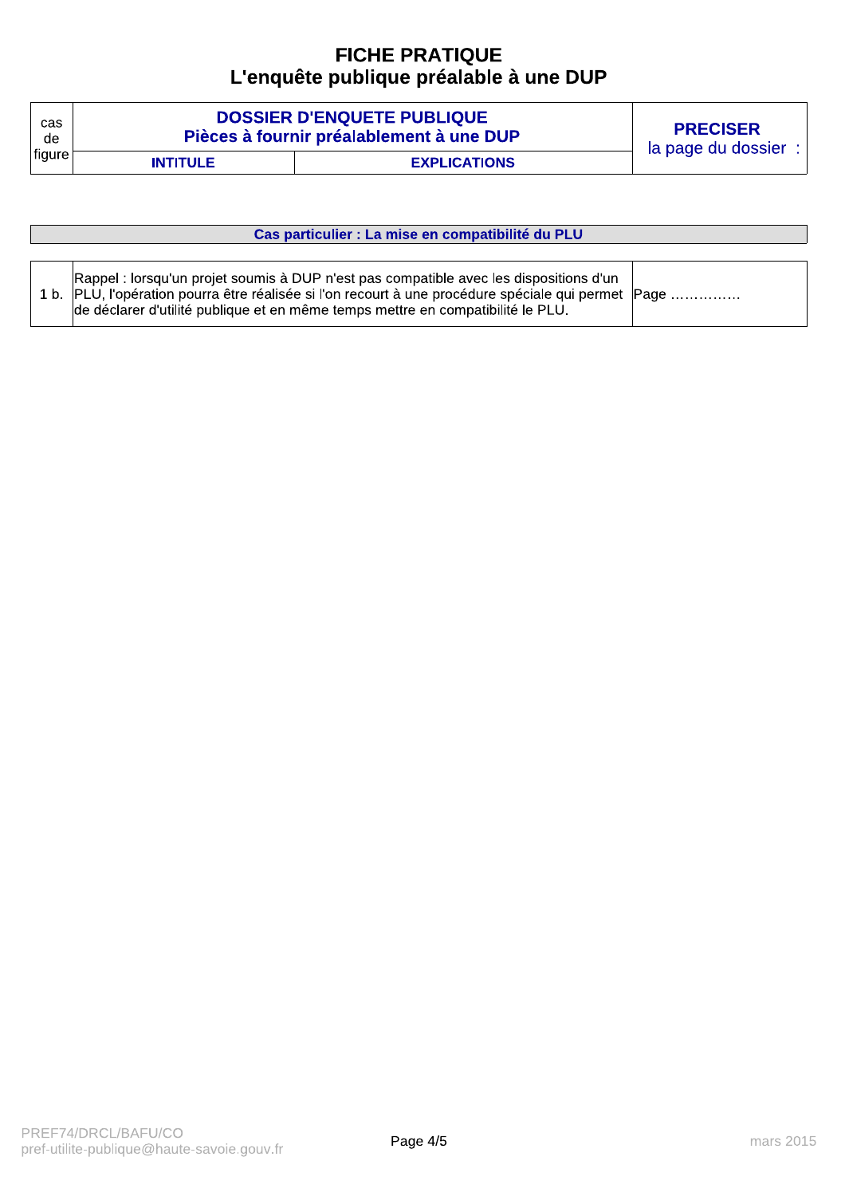# FICHE PRATIQUE
## L'enquête publique préalable à une DUP

| cas de figure | DOSSIER D'ENQUETE PUBLIQUE Pièces à fournir préalablement à une DUP | | PRECISER la page du dossier : |
|---|---|---|---|
| | INTITULE | EXPLICATIONS | |

| Cas particulier : La mise en compatibilité du PLU | |
|---|---|
| 1 b. Rappel : lorsqu'un projet soumis à DUP n'est pas compatible avec les dispositions d'un PLU, l'opération pourra être réalisée si l'on recourt à une procédure spéciale qui permet de déclarer d'utilité publique et en même temps mettre en compatibilité le PLU. | Page …………… |

PREF74/DRCL/BAFU/CO
pref-utilite-publique@haute-savoie.gouv.fr

mars 2015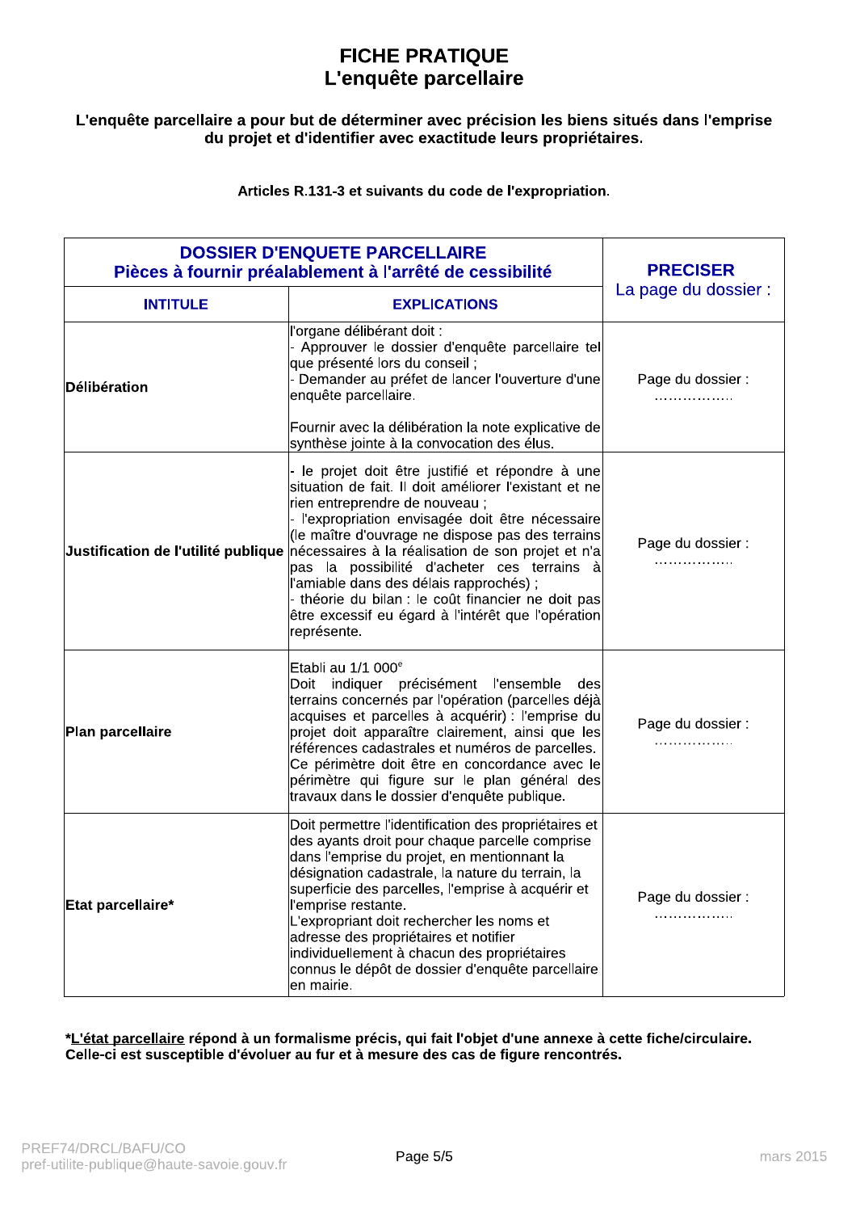# FICHE PRATIQUE
# L'enquête parcellaire

**L'enquête parcellaire a pour but de déterminer avec précision les biens situés dans l'emprise du projet et d'identifier avec exactitude leurs propriétaires.**

**Articles R.131-3 et suivants du code de l'expropriation.**

| **DOSSIER D'ENQUETE PARCELLAIRE**<br>**Pièces à fournir préalablement à l'arrêté de cessibilité** | | **PRECISER**<br>La page du dossier : |
|---|---|---|
| **INTITULE** | **EXPLICATIONS** | |
| **Délibération** | l'organe délibérant doit :<br>- Approuver le dossier d'enquête parcellaire tel que présenté lors du conseil ;<br>- Demander au préfet de lancer l'ouverture d'une enquête parcellaire.<br><br>Fournir avec la délibération la note explicative de synthèse jointe à la convocation des élus. | Page du dossier : ……………… |
| **Justification de l'utilité publique** | - le projet doit être justifié et répondre à une situation de fait. Il doit améliorer l'existant et ne rien entreprendre de nouveau ;<br>- l'expropriation envisagée doit être nécessaire (le maître d'ouvrage ne dispose pas des terrains nécessaires à la réalisation de son projet et n'a pas la possibilité d'acheter ces terrains à l'amiable dans des délais rapprochés) ;<br>- théorie du bilan : le coût financier ne doit pas être excessif eu égard à l'intérêt que l'opération représente. | Page du dossier : ……………… |
| **Plan parcellaire** | Etabli au 1/1 000[e]<br>Doit indiquer précisément l'ensemble des terrains concernés par l'opération (parcelles déjà acquises et parcelles à acquérir) : l'emprise du projet doit apparaître clairement, ainsi que les références cadastrales et numéros de parcelles. Ce périmètre doit être en concordance avec le périmètre qui figure sur le plan général des travaux dans le dossier d'enquête publique. | Page du dossier : ……………… |
| **Etat parcellaire*** | Doit permettre l'identification des propriétaires et des ayants droit pour chaque parcelle comprise dans l'emprise du projet, en mentionnant la désignation cadastrale, la nature du terrain, la superficie des parcelles, l'emprise à acquérir et l'emprise restante.<br>L'expropriant doit rechercher les noms et adresse des propriétaires et notifier individuellement à chacun des propriétaires connus le dépôt de dossier d'enquête parcellaire en mairie. | Page du dossier : ……………… |

**\*<u>L'état parcellaire</u> répond à un formalisme précis, qui fait l'objet d'une annexe à cette fiche/circulaire. Celle-ci est susceptible d'évoluer au fur et à mesure des cas de figure rencontrés.**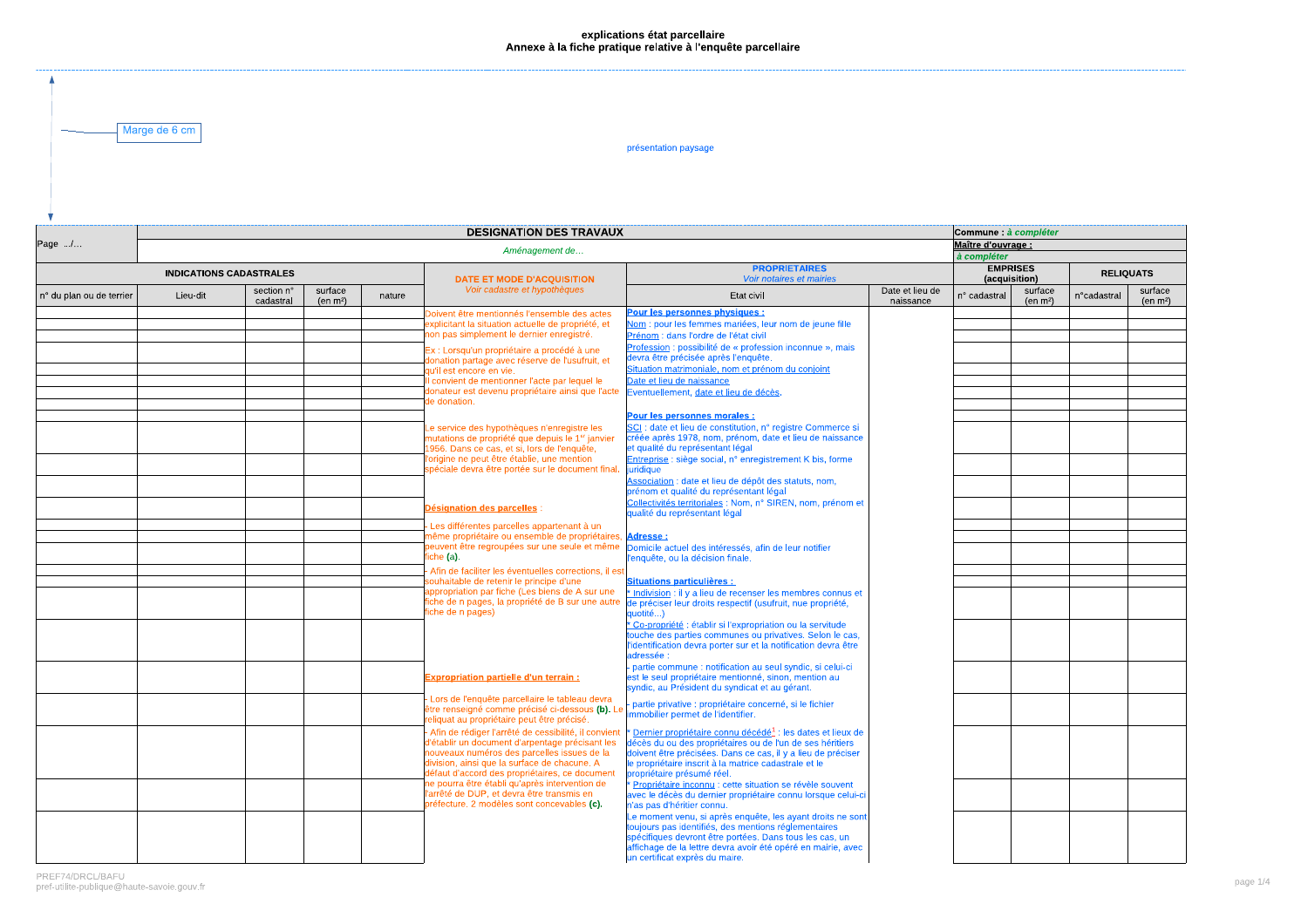**explications état parcellaire**
**Annexe à la fiche pratique relative à l'enquête parcellaire**

Marge de 6 cm

présentation paysage

| Page .../... | DESIGNATION DES TRAVAUX | | | | | | | Commune : *à compléter* | | | |
|---|---|---|---|---|---|---|---|---|---|---|---|
| | *Aménagement de…* | | | | | | | Maître d'ouvrage : *à compléter* | | | |
| INDICATIONS CADASTRALES | | | | | DATE ET MODE D'ACQUISITION *Voir cadastre et hypothèques* | PROPRIETAIRES *Voir notaires et mairies* | | EMPRISES (acquisition) | | RELIQUATS | |
| n° du plan ou de terrier | Lieu-dit | section n° cadastral | surface (en m²) | nature | | Etat civil | Date et lieu de naissance | n° cadastral | surface (en m²) | n°cadastral | surface (en m²) |
| | | | | | Doivent être mentionnés l'ensemble des actes explicitant la situation actuelle de propriété, et non pas simplement le dernier enregistré.<br><br>Ex : Lorsqu'un propriétaire a procédé à une donation partage avec réserve de l'usufruit, et qu'il est encore en vie.<br>Il convient de mentionner l'acte par lequel le donateur est devenu propriétaire ainsi que l'acte de donation.<br><br>Le service des hypothèques n'enregistre les mutations de propriété que depuis le 1er janvier 1956. Dans ce cas, et si, lors de l'enquête, l'origine ne peut être établie, une mention spéciale devra être portée sur le document final.<br><br>**Désignation des parcelles** :<br><br>- Les différentes parcelles appartenant à un même propriétaire ou ensemble de propriétaires, peuvent être regroupées sur une seule et même fiche **(a)**.<br>- Afin de faciliter les éventuelles corrections, il est souhaitable de retenir le principe d'une appropriation par fiche (Les biens de A sur une fiche de n pages, la propriété de B sur une autre fiche de n pages)<br><br>**Expropriation partielle d'un terrain** :<br><br>- Lors de l'enquête parcellaire le tableau devra être renseigné comme précisé ci-dessous **(b)**. Le reliquat au propriétaire peut être précisé.<br>- Afin de rédiger l'arrêté de cessibilité, il convient d'établir un document d'arpentage précisant les nouveaux numéros des parcelles issues de la division, ainsi que la surface de chacune. A défaut d'accord des propriétaires, ce document ne pourra être établi qu'après intervention de l'arrêté de DUP, et devra être transmis en préfecture. 2 modèles sont concevables **(c)**. | **Pour les personnes physiques :**<br>Nom : pour les femmes mariées, leur nom de jeune fille<br>Prénom : dans l'ordre de l'état civil<br>Profession : possibilité de « profession inconnue », mais devra être précisée après l'enquête.<br>Situation matrimoniale, nom et prénom du conjoint<br>Date et lieu de naissance<br>Eventuellement, date et lieu de décès.<br><br>**Pour les personnes morales :**<br>SCI : date et lieu de constitution, n° registre Commerce si créée après 1978, nom, prénom, date et lieu de naissance et qualité du représentant légal<br>Entreprise : siège social, n° enregistrement K bis, forme juridique<br>Association : date et lieu de dépôt des statuts, nom, prénom et qualité du représentant légal<br>Collectivités territoriales : Nom, n° SIREN, nom, prénom et qualité du représentant légal<br><br>**Adresse :**<br>Domicile actuel des intéressés, afin de leur notifier l'enquête, ou la décision finale.<br><br>**Situations particulières :**<br>* Indivision : il y a lieu de recenser les membres connus et de préciser leur droits respectif (usufruit, nue propriété, quotité…)<br>* Co-propriété : établir si l'expropriation ou la servitude touche des parties communes ou privatives. Selon le cas, l'identification devra porter sur et la notification devra être adressée :<br>- partie commune : notification au seul syndic, si celui-ci est le seul propriétaire mentionné, sinon, mention au syndic, au Président du syndicat et au gérant.<br>- partie privative : propriétaire concerné, si le fichier immobilier permet de l'identifier.<br><br>* Dernier propriétaire connu décédé[1] : les dates et lieux de décès du ou des propriétaires ou de l'un de ses héritiers doivent être précisées. Dans ce cas, il y a lieu de préciser le propriétaire inscrit à la matrice cadastrale et le propriétaire présumé réel.<br>* Propriétaire inconnu : cette situation se révèle souvent avec le décès du dernier propriétaire connu lorsque celui-ci n'as pas d'héritier connu.<br>Le moment venu, si après enquête, les ayant droits ne sont toujours pas identifiés, des mentions réglementaires spécifiques devront être portées. Dans tous les cas, un affichage de la lettre devra avoir été opéré en mairie, avec un certificat exprès du maire. | | | | | |

PREF74/DRCL/BAFU
pref-utilite-publique@haute-savoie.gouv.fr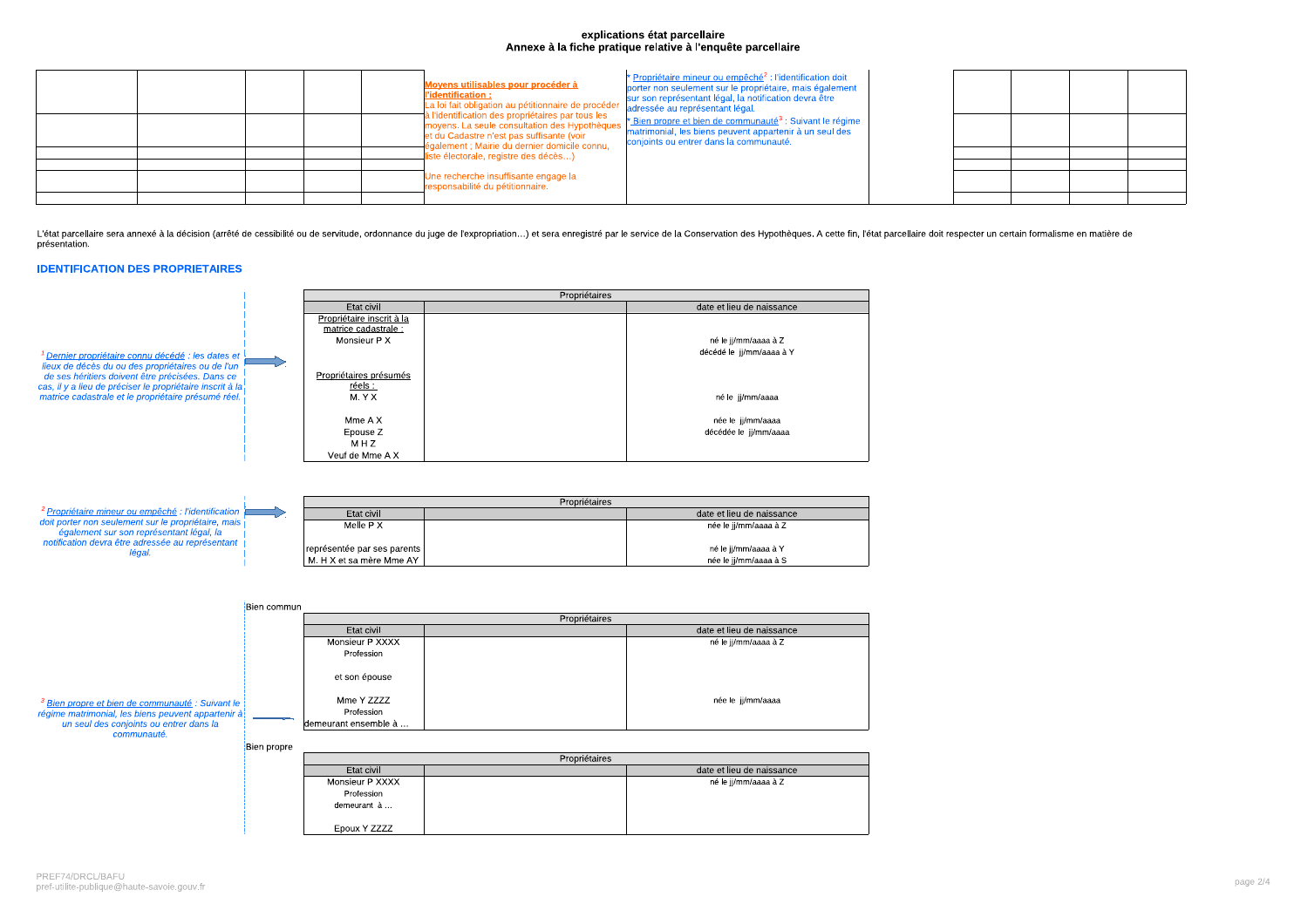# explications état parcellaire
## Annexe à la fiche pratique relative à l'enquête parcellaire

**Moyens utilisables pour procéder à l'identification :**
La loi fait obligation au pétitionnaire de procéder à l'identification des propriétaires par tous les moyens. La seule consultation des Hypothèques et du Cadastre n'est pas suffisante (voir également ; Mairie du dernier domicile connu, liste électorale, registre des décès…)

Une recherche insuffisante engage la responsabilité du pétitionnaire.

* Propriétaire mineur ou empêché[2] : l'identification doit porter non seulement sur le propriétaire, mais également sur son représentant légal, la notification devra être adressée au représentant légal.

* Bien propre et bien de communauté[3] : Suivant le régime matrimonial, les biens peuvent appartenir à un seul des conjoints ou entrer dans la communauté.

L'état parcellaire sera annexé à la décision (arrêté de cessibilité ou de servitude, ordonnance du juge de l'expropriation…) et sera enregistré par le service de la Conservation des Hypothèques. A cette fin, l'état parcellaire doit respecter un certain formalisme en matière de présentation.

## IDENTIFICATION DES PROPRIETAIRES

[1] *Dernier propriétaire connu décédé : les dates et lieux de décès du ou des propriétaires ou de l'un de ses héritiers doivent être précisées. Dans ce cas, il y a lieu de préciser le propriétaire inscrit à la matrice cadastrale et le propriétaire présumé réel.*

| Propriétaires | | |
|---|---|---|
| Etat civil | | date et lieu de naissance |
| Propriétaire inscrit à la matrice cadastrale : | | |
| Monsieur P X | | né le jj/mm/aaaa à Z |
| | | décédé le jj/mm/aaaa à Y |
| Propriétaires présumés réels : | | |
| M. Y X | | né le jj/mm/aaaa |
| Mme A X | | née le jj/mm/aaaa |
| Epouse Z | | décédée le jj/mm/aaaa |
| M H Z | | |
| Veuf de Mme A X | | |

[2] *Propriétaire mineur ou empêché : l'identification doit porter non seulement sur le propriétaire, mais également sur son représentant légal, la notification devra être adressée au représentant légal.*

| Propriétaires | | |
|---|---|---|
| Etat civil | | date et lieu de naissance |
| Melle P X | | née le jj/mm/aaaa à Z |
| représentée par ses parents | | né le jj/mm/aaaa à Y |
| M. H X et sa mère Mme AY | | née le jj/mm/aaaa à S |

[3] *Bien propre et bien de communauté : Suivant le régime matrimonial, les biens peuvent appartenir à un seul des conjoints ou entrer dans la communauté.*

Bien commun

| Propriétaires | | |
|---|---|---|
| Etat civil | | date et lieu de naissance |
| Monsieur P XXXX | | né le jj/mm/aaaa à Z |
| Profession | | |
| et son épouse | | |
| Mme Y ZZZZ | | née le jj/mm/aaaa |
| Profession | | |
| demeurant ensemble à … | | |

Bien propre

| Propriétaires | | |
|---|---|---|
| Etat civil | | date et lieu de naissance |
| Monsieur P XXXX | | né le jj/mm/aaaa à Z |
| Profession | | |
| demeurant à … | | |
| Epoux Y ZZZZ | | |

PREF74/DRCL/BAFU
pref-utilite-publique@haute-savoie.gouv.fr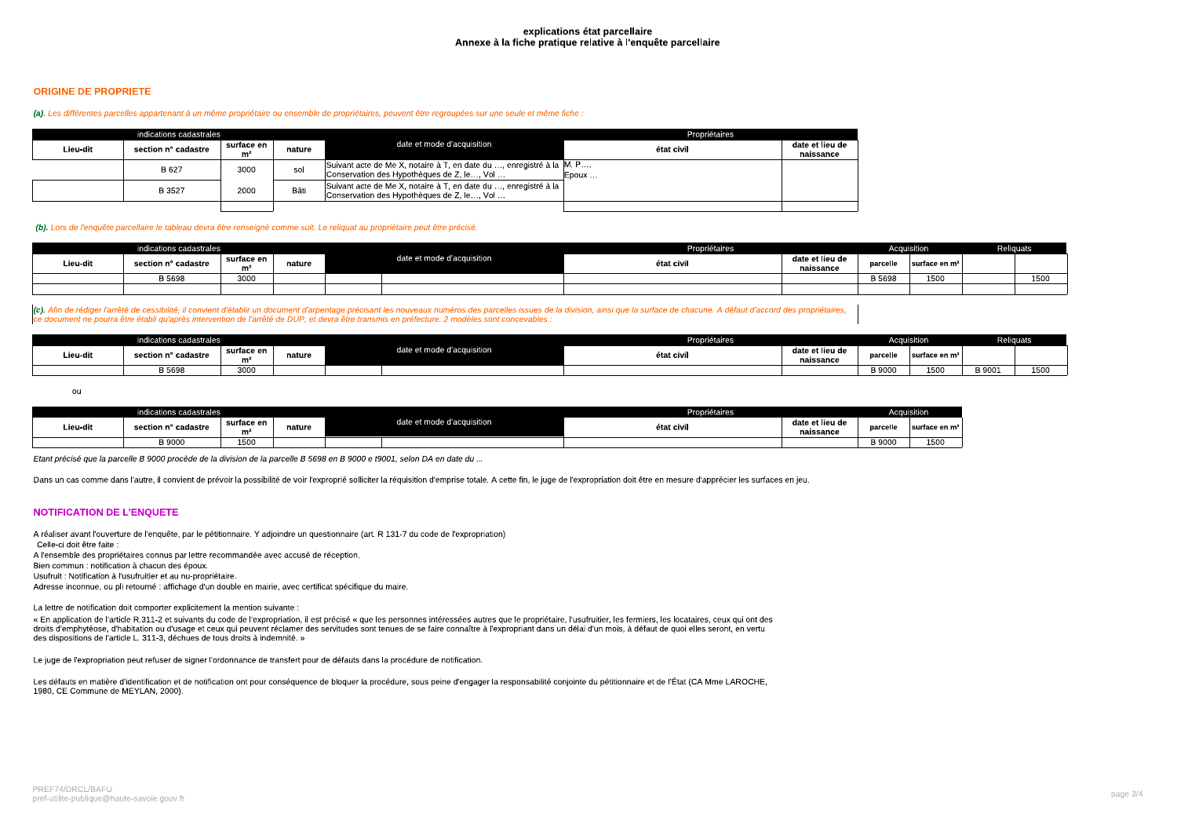**explications état parcellaire**
**Annexe à la fiche pratique relative à l'enquête parcellaire**

## ORIGINE DE PROPRIETE

***(a).*** *Les différentes parcelles appartenant à un même propriétaire ou ensemble de propriétaires, peuvent être regroupées sur une seule et même fiche :*

| indications cadastrales | | | | | Propriétaires | |
|---|---|---|---|---|---|---|
| Lieu-dit | section n° cadastre | surface en m² | nature | date et mode d'acquisition | état civil | date et lieu de naissance |
| | B 627 | 3000 | sol | Suivant acte de Me X, notaire à T, en date du …, enregistré à la Conservation des Hypothèques de Z, le…, Vol … | M. P… Epoux … | |
| | B 3527 | 2000 | Bâti | Suivant acte de Me X, notaire à T, en date du …, enregistré à la Conservation des Hypothèques de Z, le…, Vol … | | |
| | | | | | | |

***(b).*** *Lors de l'enquête parcellaire le tableau devra être renseigné comme suit. Le reliquat au propriétaire peut être précisé.*

| indications cadastrales | | | | | | Propriétaires | | Acquisition | | Reliquats | |
|---|---|---|---|---|---|---|---|---|---|---|---|
| Lieu-dit | section n° cadastre | surface en m² | nature | date et mode d'acquisition | | état civil | date et lieu de naissance | parcelle | surface en m² | | |
| | B 5698 | 3000 | | | | | | B 5698 | 1500 | | 1500 |
| | | | | | | | | | | | |

***(c).*** *Afin de rédiger l'arrêté de cessibilité, il convient d'établir un document d'arpentage précisant les nouveaux numéros des parcelles issues de la division, ainsi que la surface de chacune. A défaut d'accord des propriétaires, ce document ne pourra être établi qu'après intervention de l'arrêté de DUP, et devra être transmis en préfecture. 2 modèles sont concevables :*

| indications cadastrales | | | | | | Propriétaires | | Acquisition | | Reliquats | |
|---|---|---|---|---|---|---|---|---|---|---|---|
| Lieu-dit | section n° cadastre | surface en m² | nature | date et mode d'acquisition | | état civil | date et lieu de naissance | parcelle | surface en m² | | |
| | B 5698 | 3000 | | | | | | B 9000 | 1500 | B 9001 | 1500 |

ou

| indications cadastrales | | | | | | Propriétaires | | Acquisition | |
|---|---|---|---|---|---|---|---|---|---|
| Lieu-dit | section n° cadastre | surface en m² | nature | date et mode d'acquisition | | état civil | date et lieu de naissance | parcelle | surface en m² |
| | B 9000 | 1500 | | | | | | B 9000 | 1500 |

*Etant précisé que la parcelle B 9000 procède de la division de la parcelle B 5698 en B 9000 e t9001, selon DA en date du ...*

Dans un cas comme dans l'autre, il convient de prévoir la possibilité de voir l'exproprié solliciter la réquisition d'emprise totale. A cette fin, le juge de l'expropriation doit être en mesure d'apprécier les surfaces en jeu.

## NOTIFICATION DE L'ENQUETE

A réaliser avant l'ouverture de l'enquête, par le pétitionnaire. Y adjoindre un questionnaire (art. R 131-7 du code de l'expropriation)
Celle-ci doit être faite :
A l'ensemble des propriétaires connus par lettre recommandée avec accusé de réception.
Bien commun : notification à chacun des époux.
Usufruit : Notification à l'usufruitier et au nu-propriétaire.
Adresse inconnue, ou pli retourné : affichage d'un double en mairie, avec certificat spécifique du maire.

La lettre de notification doit comporter explicitement la mention suivante :

« En application de l'article R.311-2 et suivants du code de l'expropriation, il est précisé « que les personnes intéressées autres que le propriétaire, l'usufruitier, les fermiers, les locataires, ceux qui ont des droits d'emphytéose, d'habitation ou d'usage et ceux qui peuvent réclamer des servitudes sont tenues de se faire connaître à l'expropriant dans un délai d'un mois, à défaut de quoi elles seront, en vertu des dispositions de l'article L. 311-3, déchues de tous droits à indemnité. »

Le juge de l'expropriation peut refuser de signer l'ordonnance de transfert pour de défauts dans la procédure de notification.

Les défauts en matière d'identification et de notification ont pour conséquence de bloquer la procédure, sous peine d'engager la responsabilité conjointe du pétitionnaire et de l'État (CA Mme LAROCHE, 1980, CE Commune de MEYLAN, 2000).

PREF74/DRCL/BAFU
pref-utilite-publique@haute-savoie.gouv.fr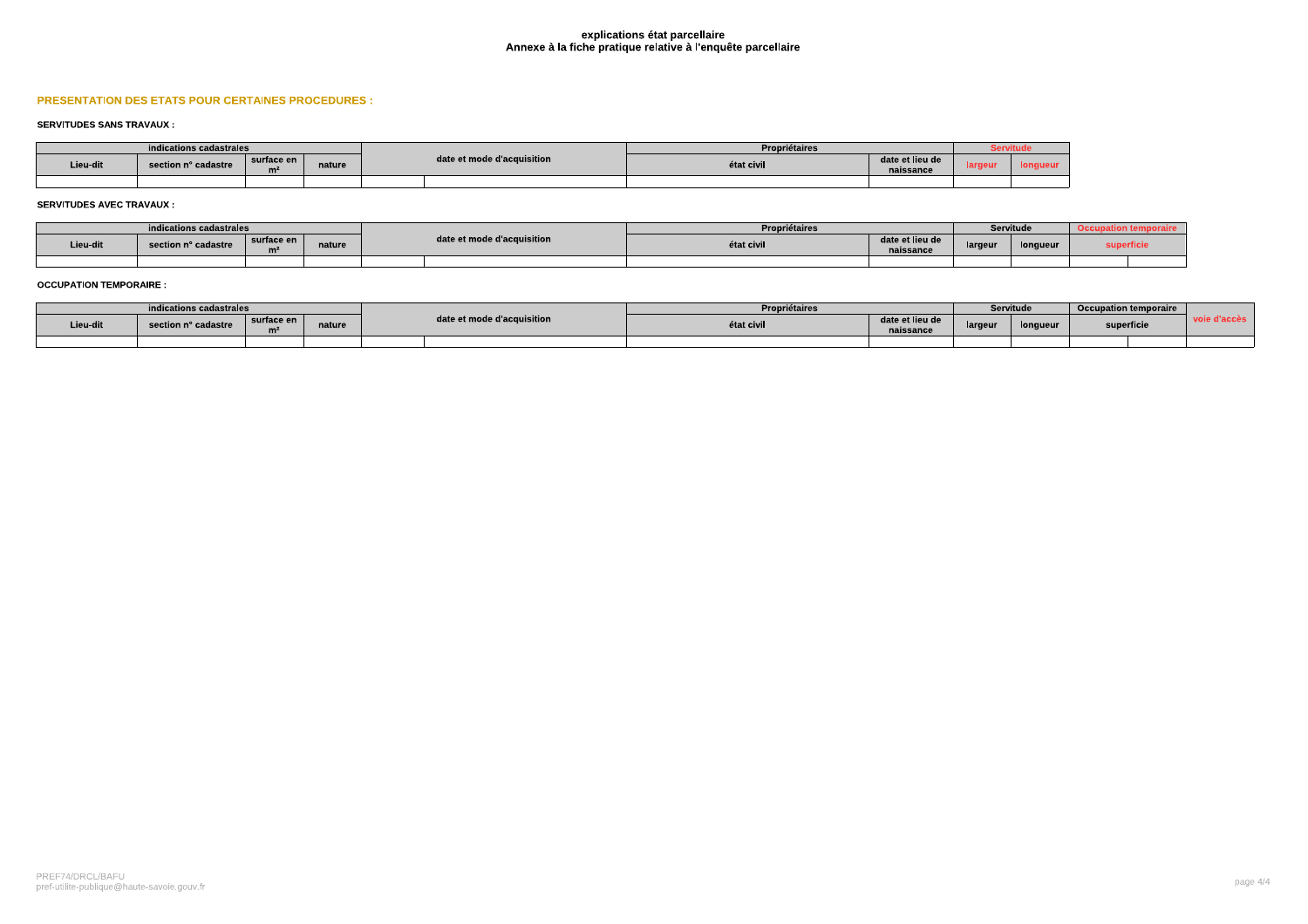**explications état parcellaire**
**Annexe à la fiche pratique relative à l'enquête parcellaire**

## PRESENTATION DES ETATS POUR CERTAINES PROCEDURES :

**SERVITUDES SANS TRAVAUX :**

| indications cadastrales | | | | date et mode d'acquisition | | Propriétaires | | Servitude | |
|---|---|---|---|---|---|---|---|---|---|
| Lieu-dit | section n° cadastre | surface en m² | nature | | | état civil | date et lieu de naissance | largeur | longueur |
| | | | | | | | | | |

**SERVITUDES AVEC TRAVAUX :**

| indications cadastrales | | | | date et mode d'acquisition | | Propriétaires | | Servitude | | Occupation temporaire | |
|---|---|---|---|---|---|---|---|---|---|---|---|
| Lieu-dit | section n° cadastre | surface en m² | nature | | | état civil | date et lieu de naissance | largeur | longueur | superficie | |
| | | | | | | | | | | | |

**OCCUPATION TEMPORAIRE :**

| indications cadastrales | | | | date et mode d'acquisition | | Propriétaires | | Servitude | | Occupation temporaire | | voie d'accès |
|---|---|---|---|---|---|---|---|---|---|---|---|---|
| Lieu-dit | section n° cadastre | surface en m² | nature | | | état civil | date et lieu de naissance | largeur | longueur | superficie | | |
| | | | | | | | | | | | | |

PREF74/DRCL/BAFU
pref-utilite-publique@haute-savoie.gouv.fr